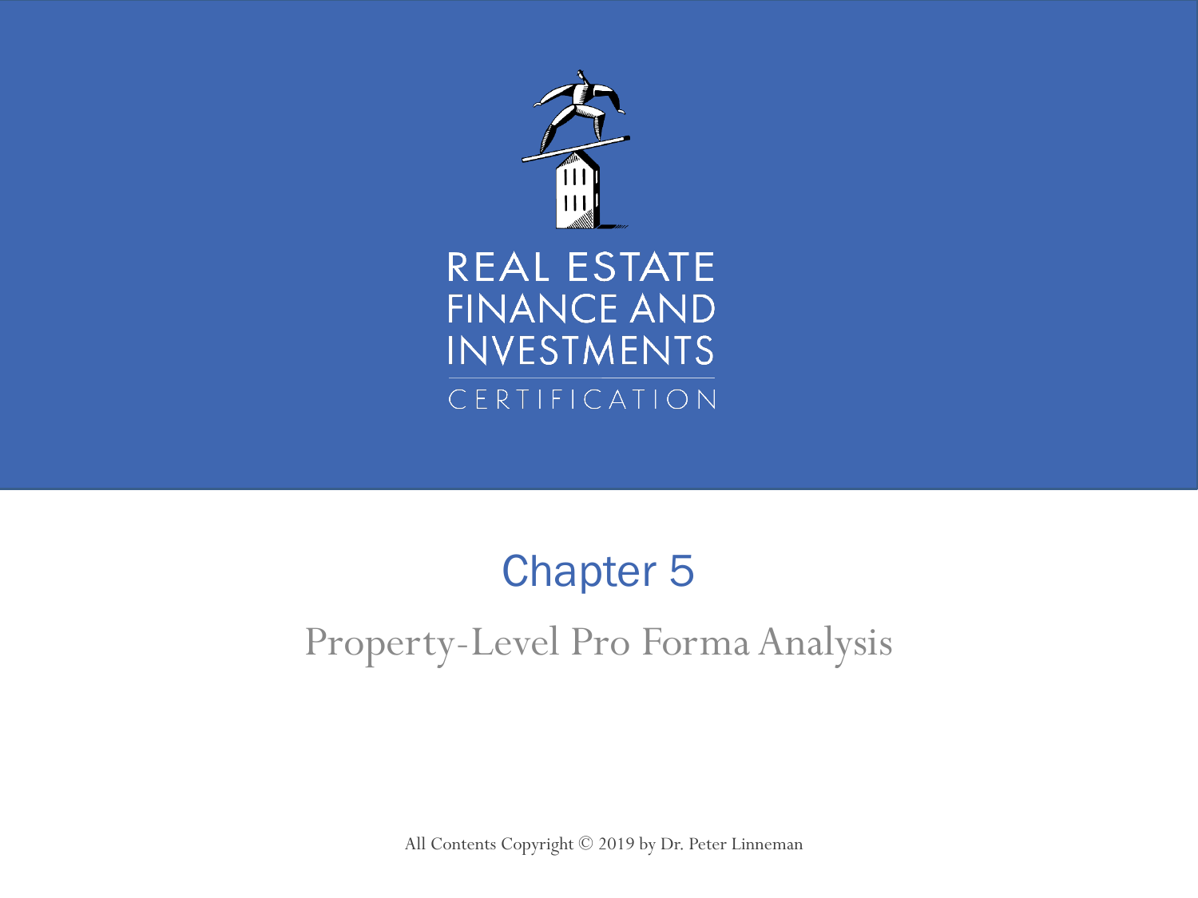REAL ESTATE FINANCE AND INVESTMENTS

CERTIFICATION

# Chapter 5

## Property-Level Pro Forma Analysis

All Contents Copyright © 2019 by Dr. Peter Linneman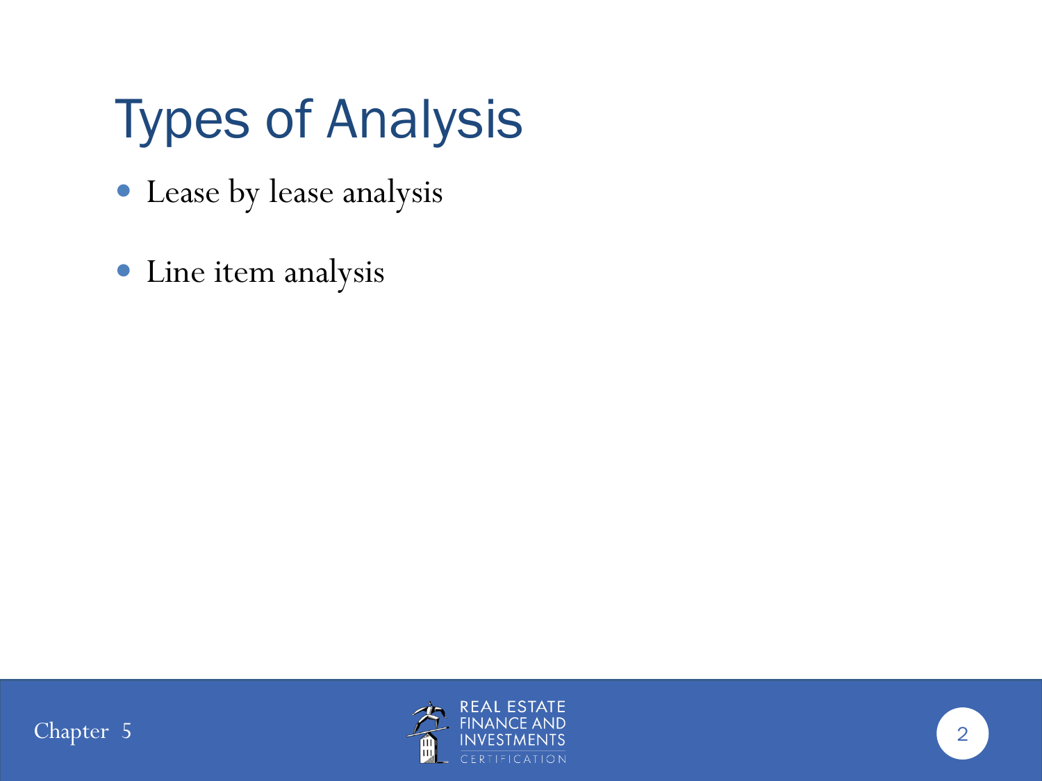# Types of Analysis

- Lease by lease analysis
- Line item analysis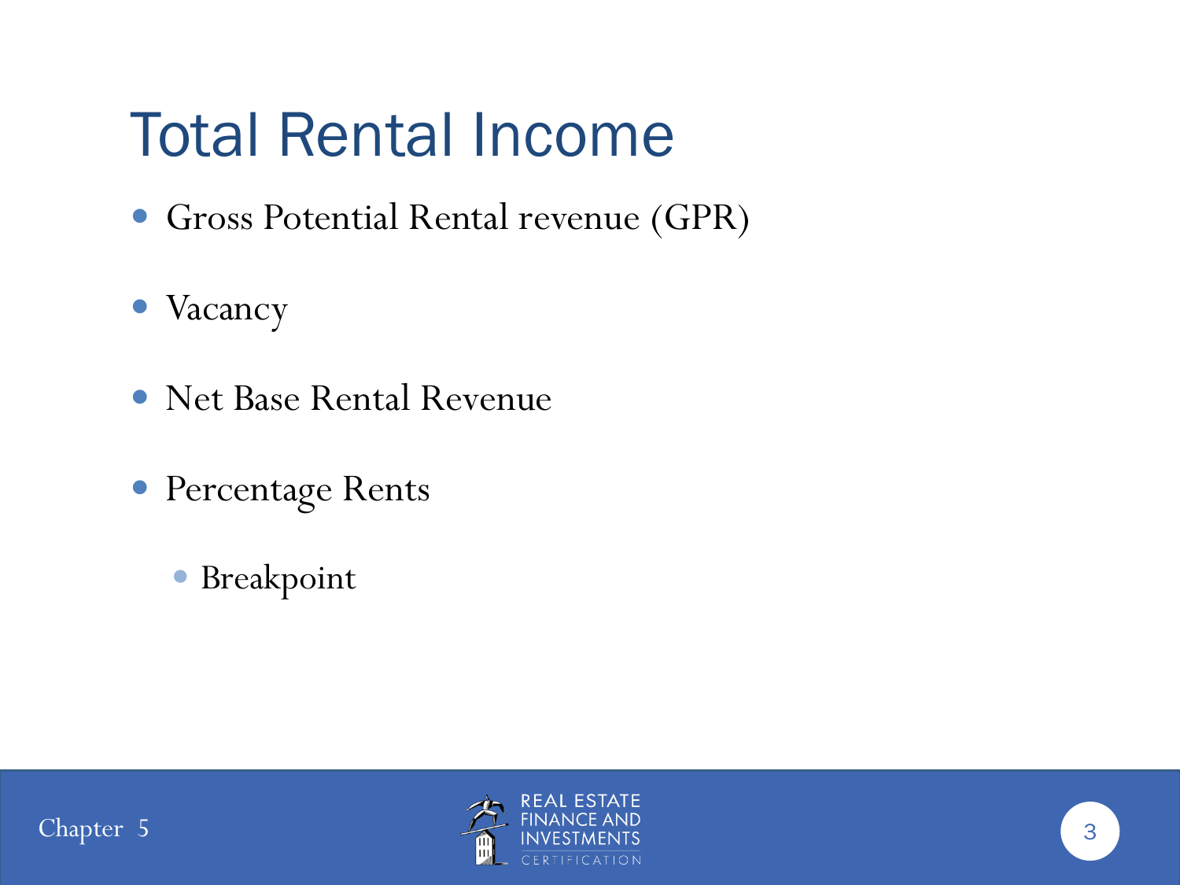# Total Rental Income

- Gross Potential Rental revenue (GPR)
- Vacancy
- Net Base Rental Revenue
- Percentage Rents
  - Breakpoint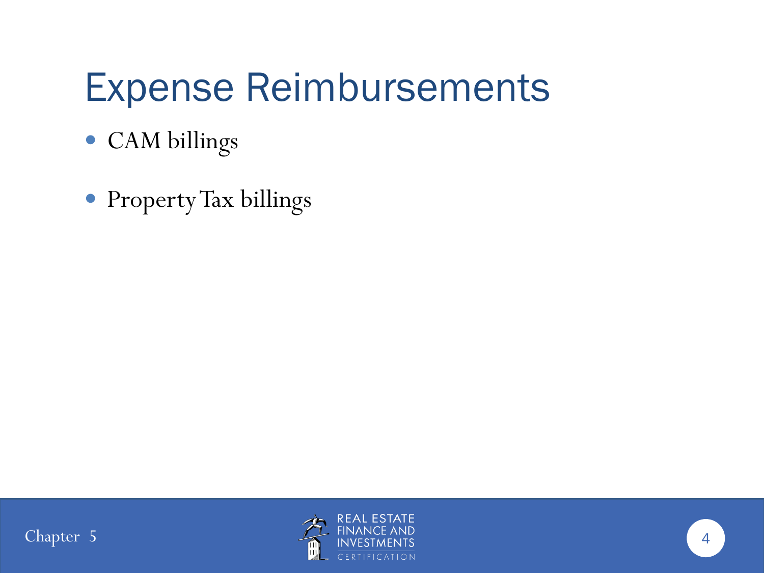# Expense Reimbursements

- CAM billings
- Property Tax billings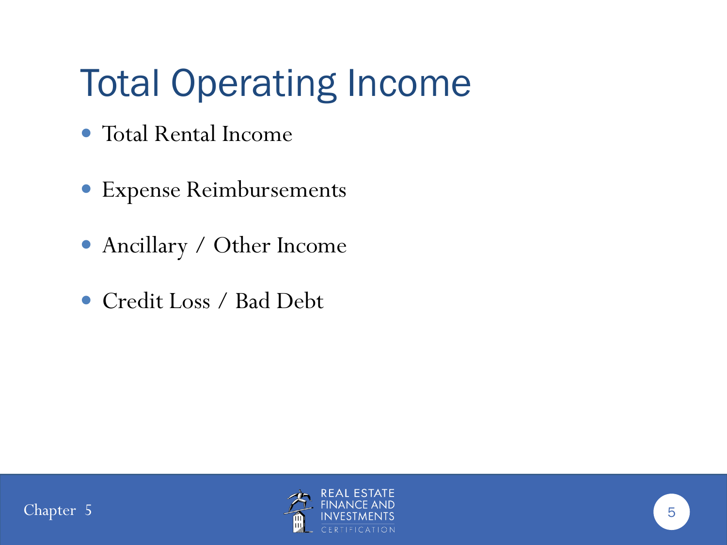# Total Operating Income

- Total Rental Income
- Expense Reimbursements
- Ancillary / Other Income
- Credit Loss / Bad Debt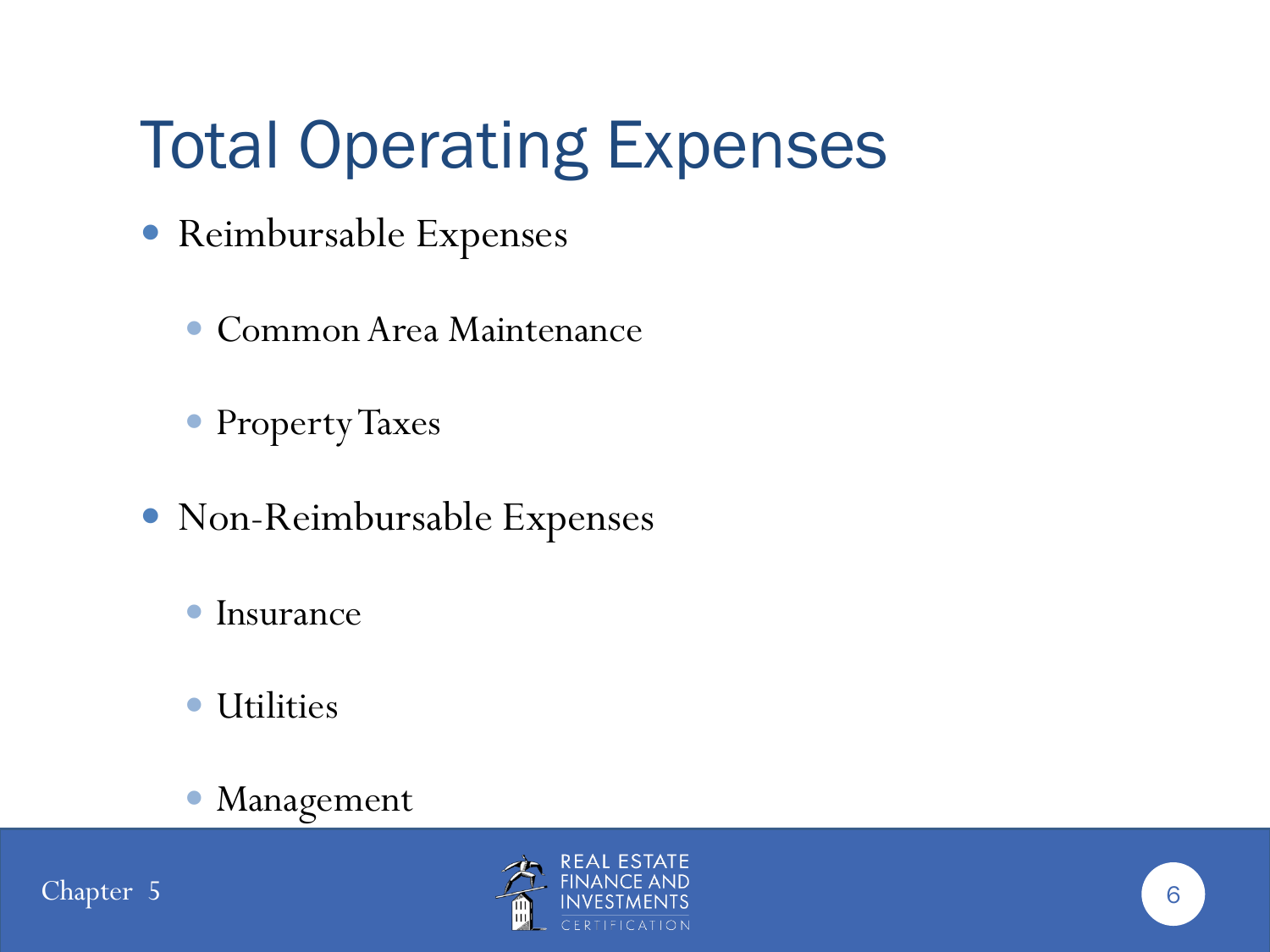# Total Operating Expenses

- Reimbursable Expenses
  - Common Area Maintenance
  - Property Taxes
- Non-Reimbursable Expenses
  - Insurance
  - Utilities
  - Management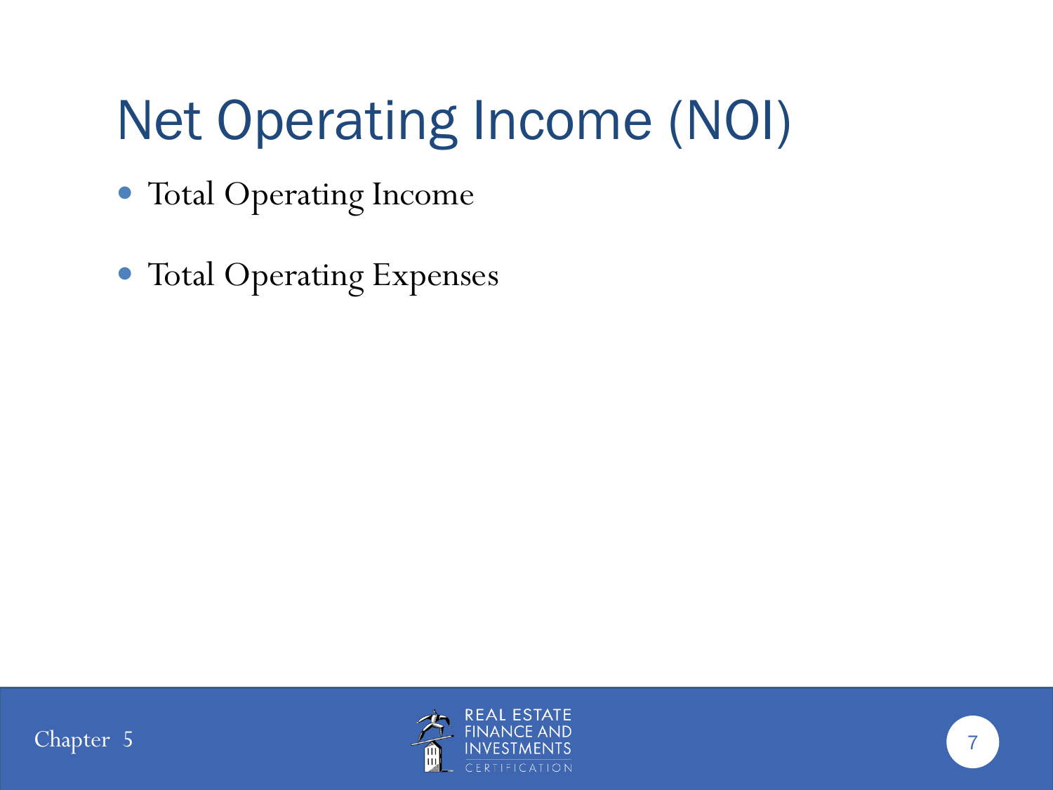# Net Operating Income (NOI)

- Total Operating Income
- Total Operating Expenses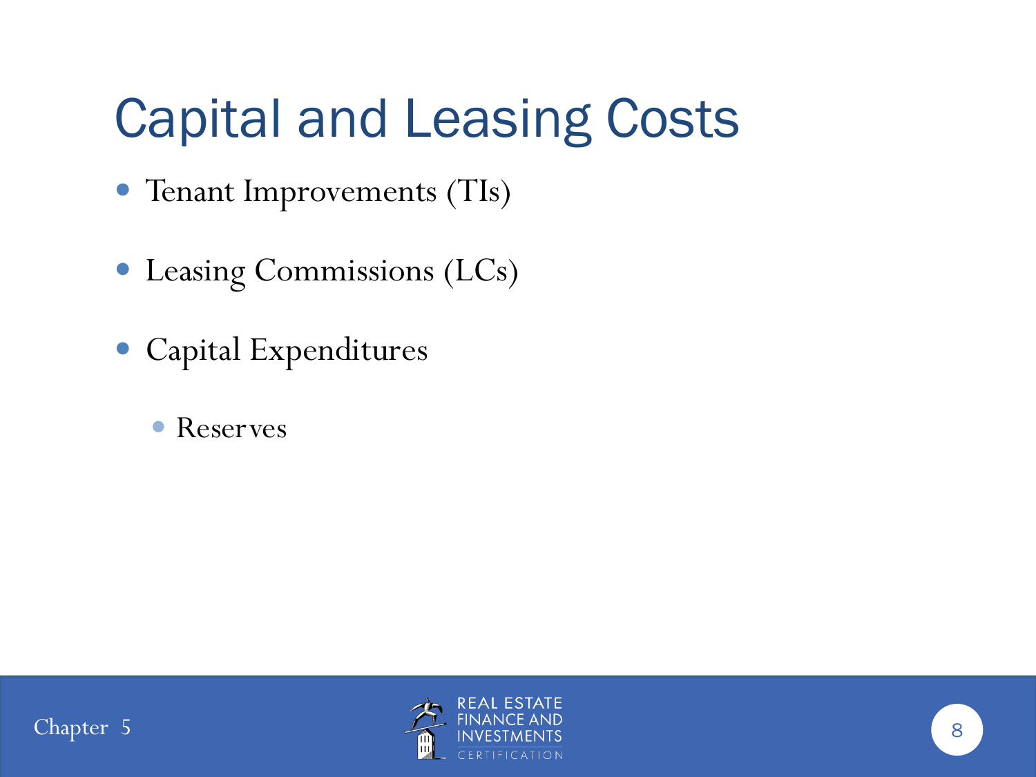# Capital and Leasing Costs

- Tenant Improvements (TIs)
- Leasing Commissions (LCs)
- Capital Expenditures
  - Reserves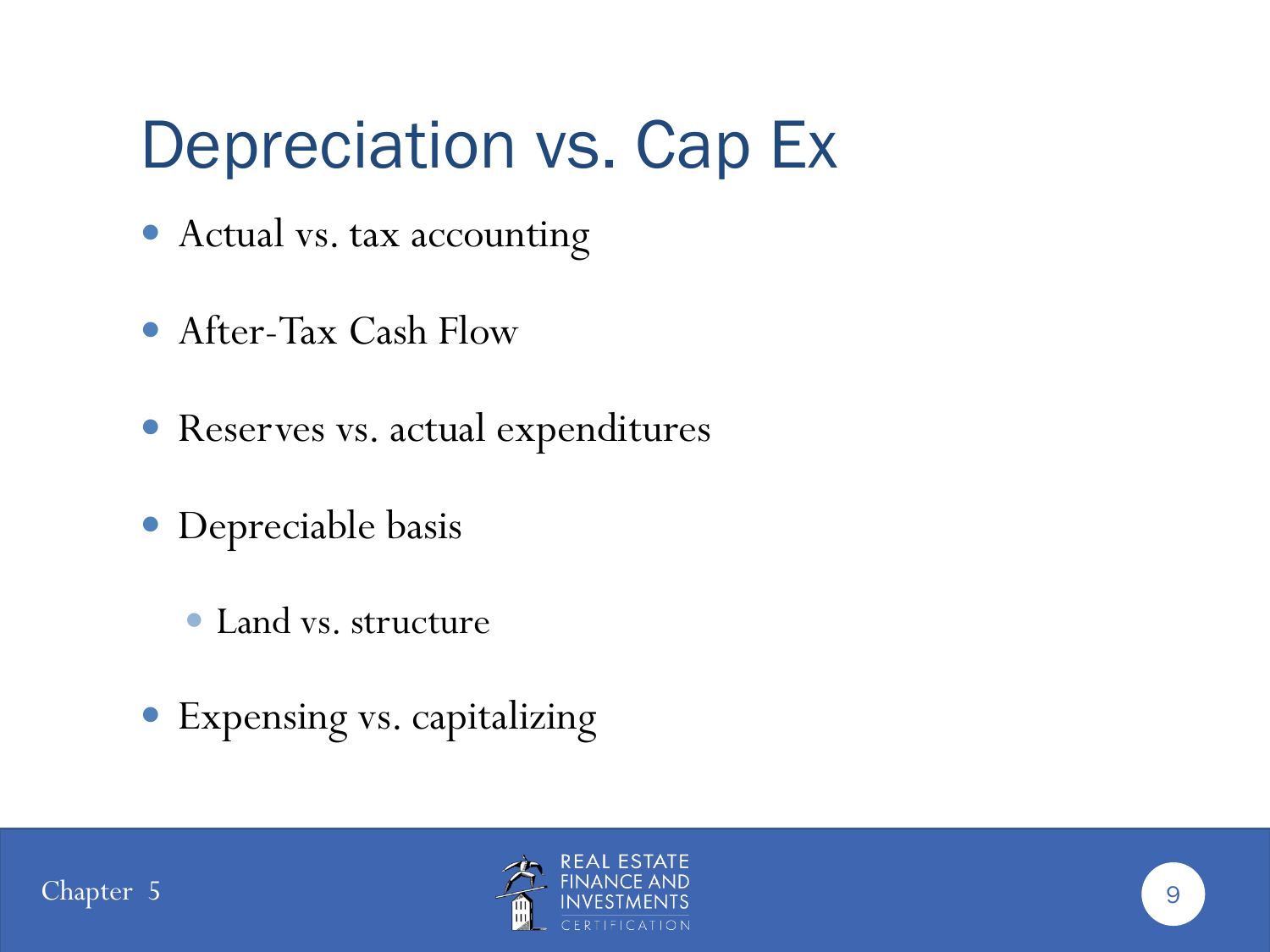# Depreciation vs. Cap Ex

- Actual vs. tax accounting
- After-Tax Cash Flow
- Reserves vs. actual expenditures
- Depreciable basis
  - Land vs. structure
- Expensing vs. capitalizing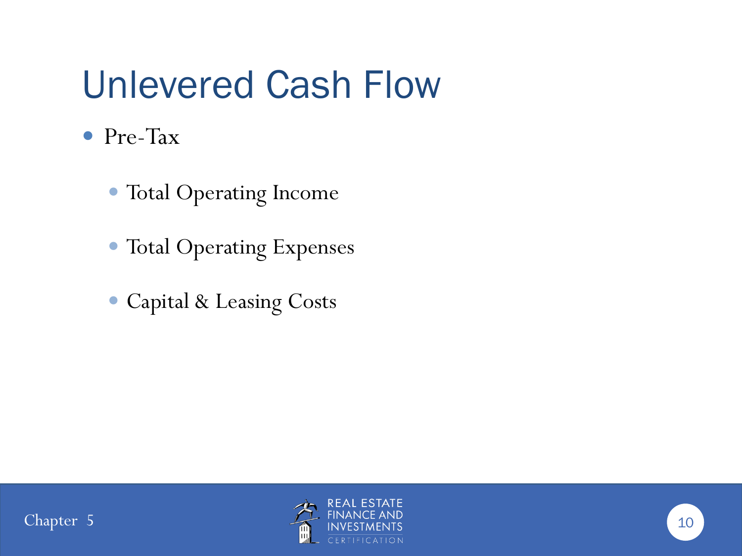# Unlevered Cash Flow

- Pre-Tax
  - Total Operating Income
  - Total Operating Expenses
  - Capital & Leasing Costs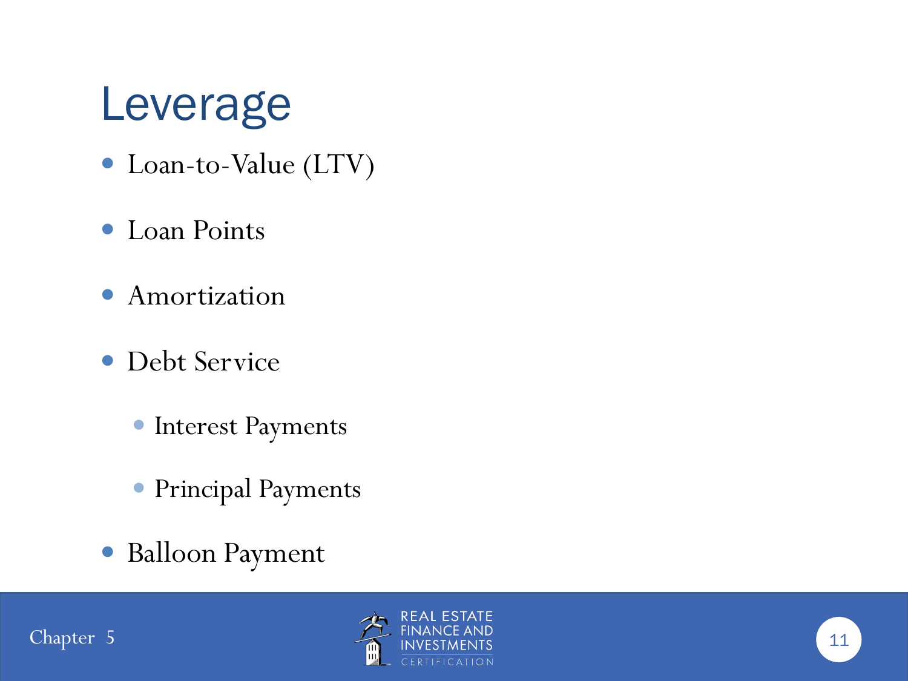# Leverage

- Loan-to-Value (LTV)
- Loan Points
- Amortization
- Debt Service
  - Interest Payments
  - Principal Payments
- Balloon Payment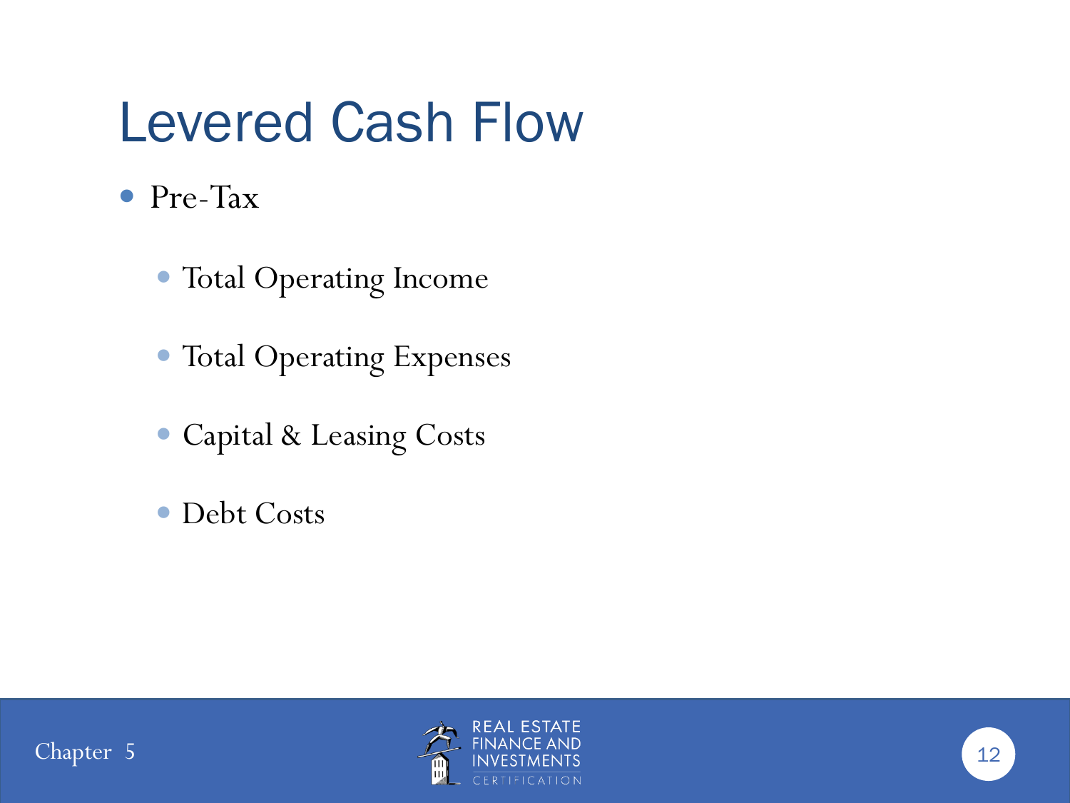# Levered Cash Flow

- Pre-Tax
  - Total Operating Income
  - Total Operating Expenses
  - Capital & Leasing Costs
  - Debt Costs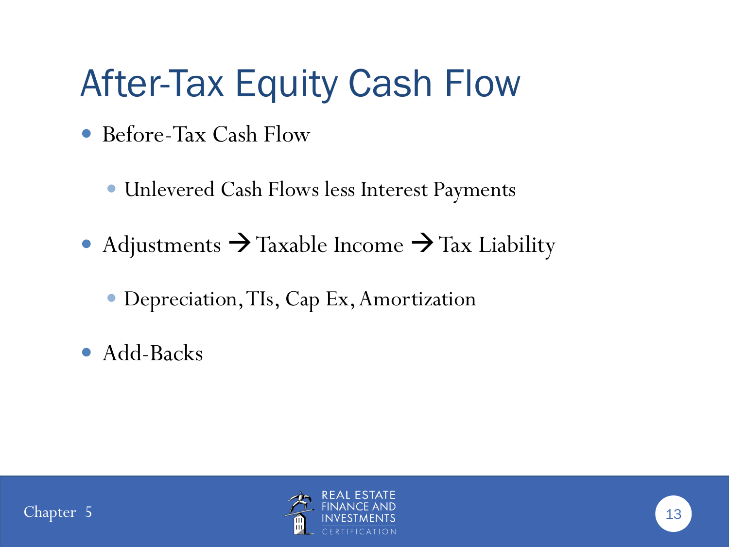# After-Tax Equity Cash Flow

- Before-Tax Cash Flow
  - Unlevered Cash Flows less Interest Payments
- Adjustments → Taxable Income → Tax Liability
  - Depreciation, TIs, Cap Ex, Amortization
- Add-Backs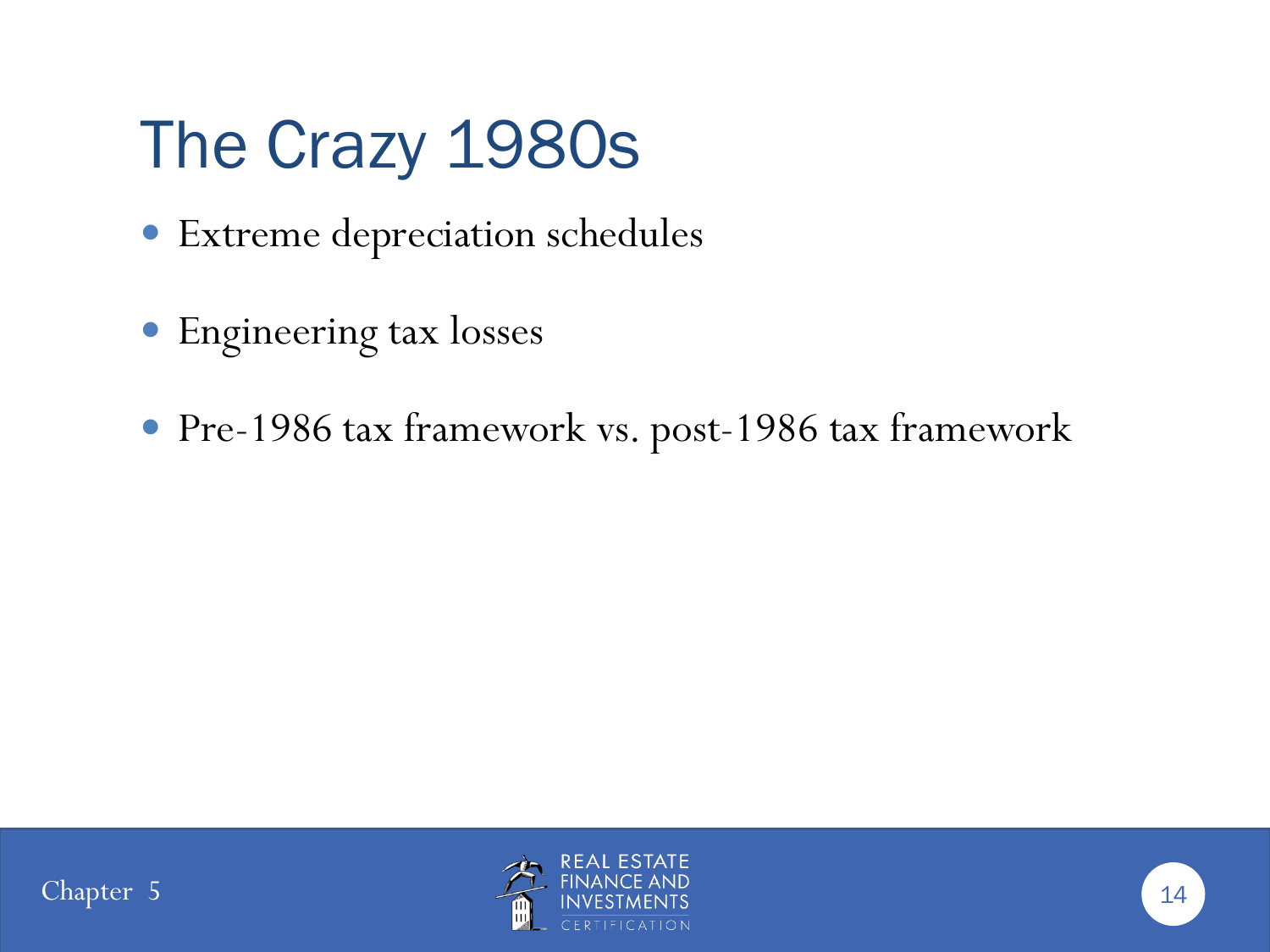# The Crazy 1980s

- Extreme depreciation schedules
- Engineering tax losses
- Pre-1986 tax framework vs. post-1986 tax framework